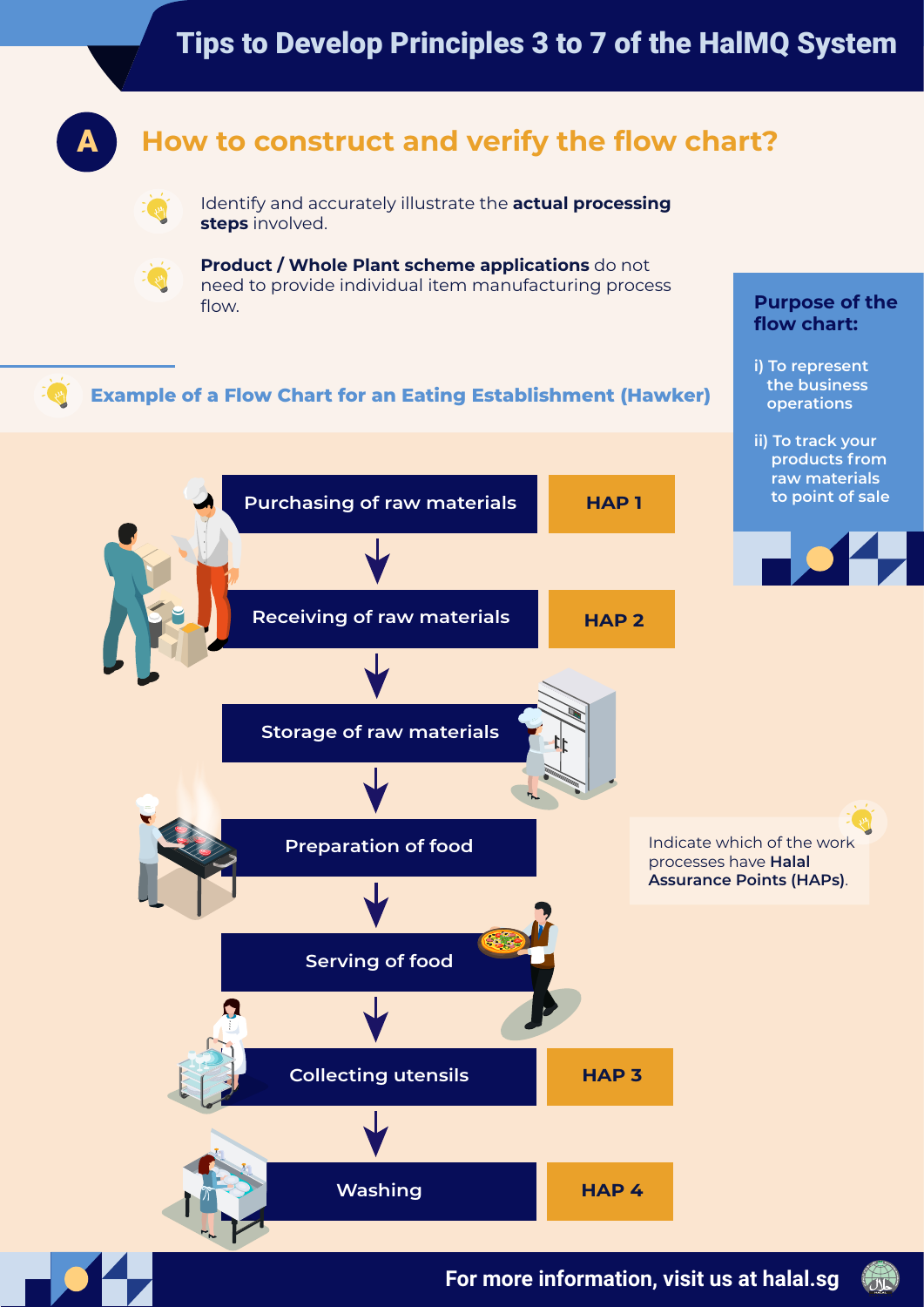# Tips to Develop Principles 3 to 7 of the HalMQ System

## A How to construct and verify the flow chart?

- Identify and accurately illustrate the **actual processing steps** involved.
- **Product / Whole Plant scheme applications** do not need to provide individual item manufacturing process flow.

**Purpose of the flow chart:**

i) To represent the business operations

ii) To track your products from raw materials to point of sale

### Example of a Flow Chart for an Eating Establishment (Hawker)

| Step | HAP |
| --- | --- |
| Purchasing of raw materials | HAP 1 |
| ↓ Receiving of raw materials | HAP 2 |
| ↓ Storage of raw materials | |
| ↓ Preparation of food | |
| ↓ Serving of food | |
| ↓ Collecting utensils | HAP 3 |
| ↓ Washing | HAP 4 |

Indicate which of the work processes have **Halal Assurance Points (HAPs)**.

For more information, visit us at halal.sg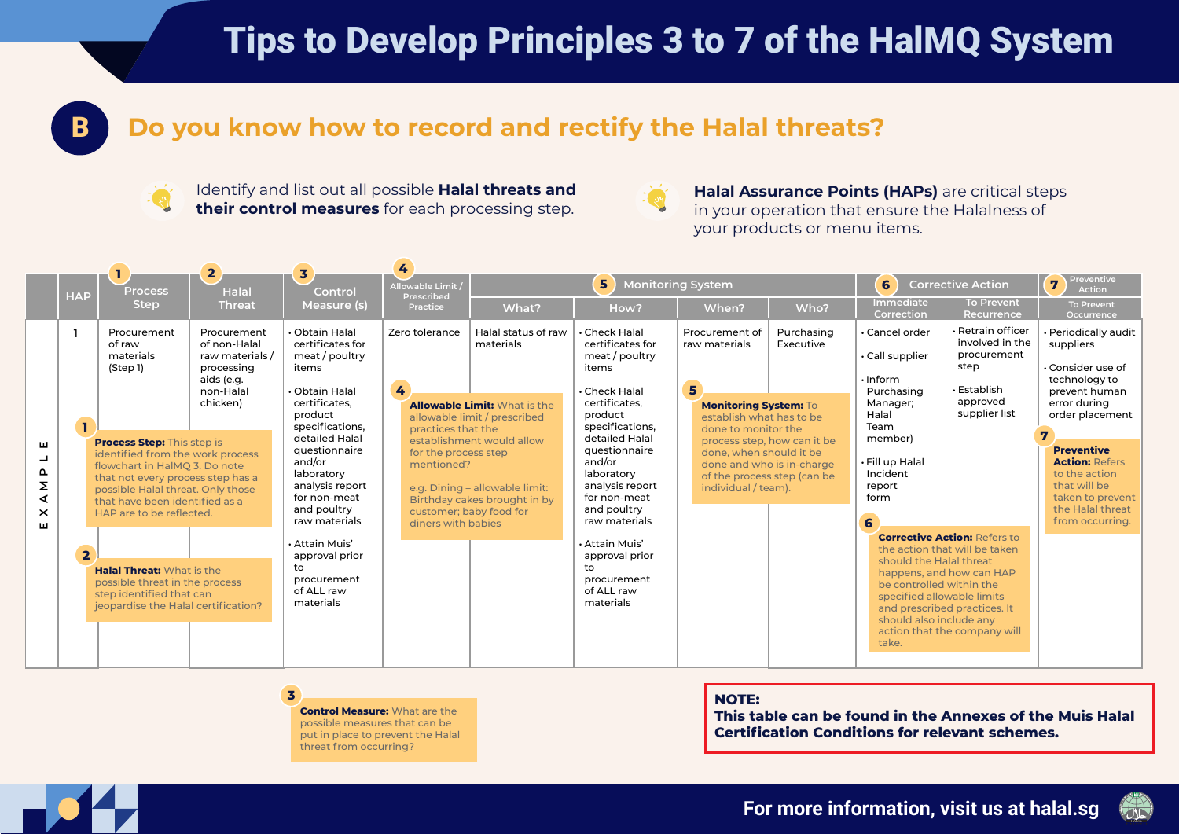# Tips to Develop Principles 3 to 7 of the HalMQ System

## B Do you know how to record and rectify the Halal threats?

Identify and list out all possible **Halal threats and their control measures** for each processing step.

**Halal Assurance Points (HAPs)** are critical steps in your operation that ensure the Halalness of your products or menu items.

| | HAP | 1 Process Step | 2 Halal Threat | 3 Control Measure (s) | 4 Allowable Limit / Prescribed Practice | 5 Monitoring System | | | | 6 Corrective Action | | 7 Preventive Action |
|---|---|---|---|---|---|---|---|---|---|---|---|---|
| | | | | | | What? | How? | When? | Who? | Immediate Correction | To Prevent Recurrence | To Prevent Occurrence |
| EXAMPLE | 1 | Procurement of raw materials (Step 1) | Procurement of non-Halal raw materials / processing aids (e.g. non-Halal chicken) | • Obtain Halal certificates for meat / poultry items<br>• Obtain Halal certificates, product specifications, detailed Halal questionnaire and/or laboratory analysis report for non-meat and poultry raw materials<br>• Attain Muis' approval prior to procurement of ALL raw materials | Zero tolerance | Halal status of raw materials | • Check Halal certificates for meat / poultry items<br>• Check Halal certificates, product specifications, detailed Halal questionnaire and/or laboratory analysis report for non-meat and poultry raw materials<br>• Attain Muis' approval prior to procurement of ALL raw materials | Procurement of raw materials | Purchasing Executive | • Cancel order<br>• Call supplier<br>• Inform Purchasing Manager; Halal Team member)<br>• Fill up Halal Incident report form | • Retrain officer involved in the procurement step<br>• Establish approved supplier list | • Periodically audit suppliers<br>• Consider use of technology to prevent human error during order placement |

1. **Process Step:** This step is identified from the work process flowchart in HalMQ 3. Do note that not every process step has a possible Halal threat. Only those that have been identified as a HAP are to be reflected.

2. **Halal Threat:** What is the possible threat in the process step identified that can jeopardise the Halal certification?

3. **Control Measure:** What are the possible measures that can be put in place to prevent the Halal threat from occurring?

4. **Allowable Limit:** What is the allowable limit / prescribed practices that the establishment would allow for the process step mentioned?

   e.g. Dining – allowable limit: Birthday cakes brought in by customer; baby food for diners with babies

5. **Monitoring System:** To establish what has to be done to monitor the process step, how can it be done, when should it be done and who is in-charge of the process step (can be individual / team).

6. **Corrective Action:** Refers to the action that will be taken should the Halal threat happens, and how can HAP be controlled within the specified allowable limits and prescribed practices. It should also include any action that the company will take.

7. **Preventive Action:** Refers to the action that will be taken to prevent the Halal threat from occurring.

**NOTE:**
**This table can be found in the Annexes of the Muis Halal Certification Conditions for relevant schemes.**

For more information, visit us at halal.sg